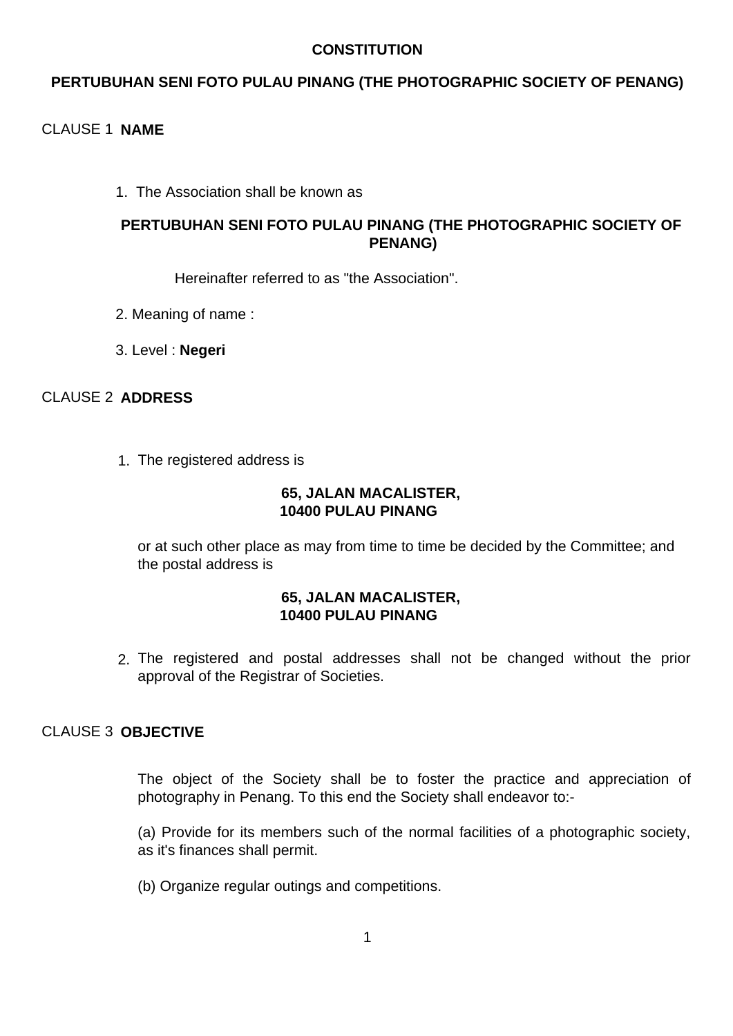# CONSTITUTION

## PERTUBUHAN SENI FOTO PULAU PINANG (THE PHOTOGRAPHIC SOCIETY OF PENANG)

### CLAUSE 1 NAME

1. The Association shall be known as

   **PERTUBUHAN SENI FOTO PULAU PINANG (THE PHOTOGRAPHIC SOCIETY OF PENANG)**

   Hereinafter referred to as "the Association".

2. Meaning of name :

3. Level : **Negeri**

### CLAUSE 2 ADDRESS

1. The registered address is

   **65, JALAN MACALISTER,**
   **10400 PULAU PINANG**

   or at such other place as may from time to time be decided by the Committee; and the postal address is

   **65, JALAN MACALISTER,**
   **10400 PULAU PINANG**

2. The registered and postal addresses shall not be changed without the prior approval of the Registrar of Societies.

### CLAUSE 3 OBJECTIVE

The object of the Society shall be to foster the practice and appreciation of photography in Penang. To this end the Society shall endeavor to:-

(a) Provide for its members such of the normal facilities of a photographic society, as it's finances shall permit.

(b) Organize regular outings and competitions.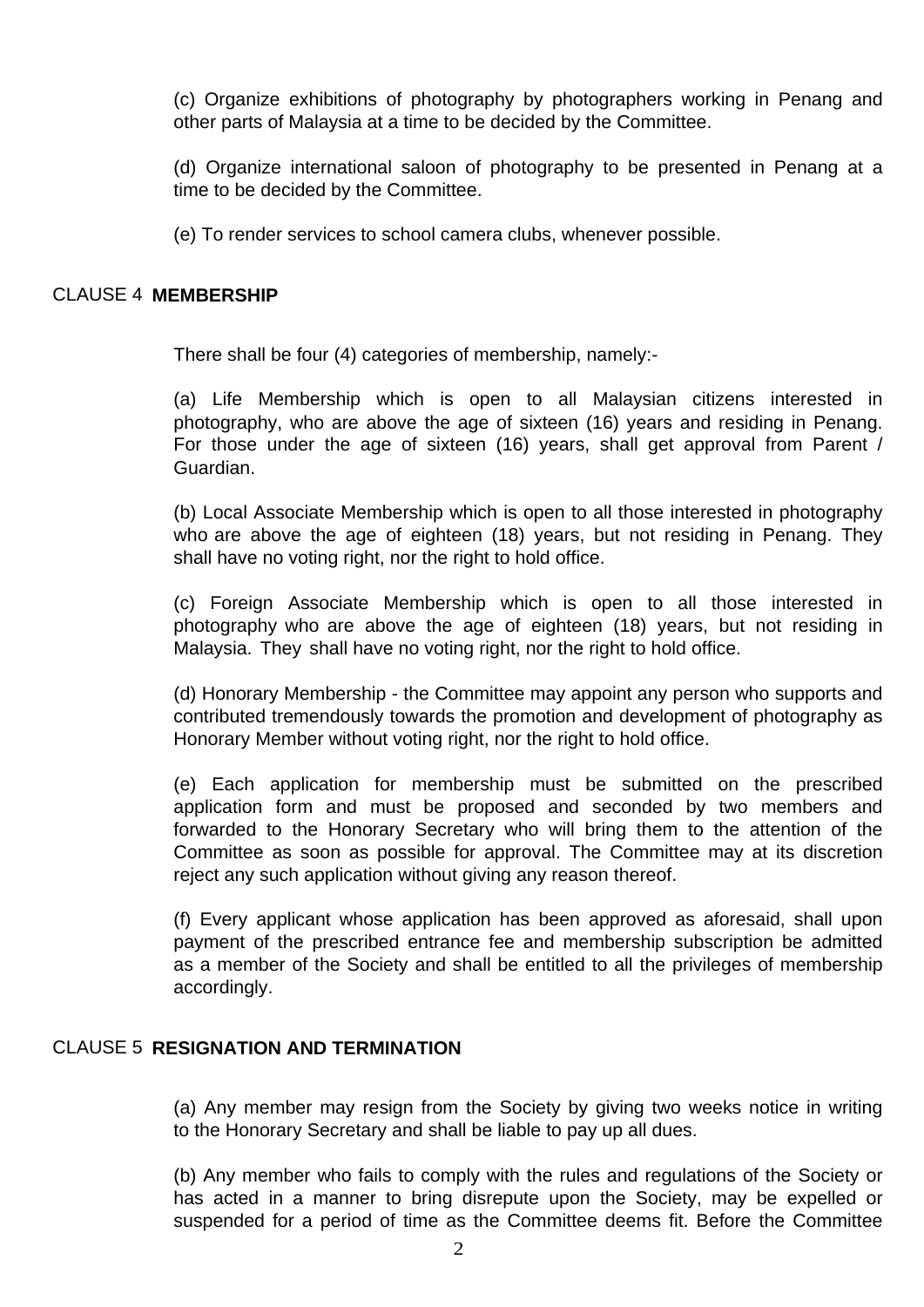(c) Organize exhibitions of photography by photographers working in Penang and other parts of Malaysia at a time to be decided by the Committee.

(d) Organize international saloon of photography to be presented in Penang at a time to be decided by the Committee.

(e) To render services to school camera clubs, whenever possible.

## CLAUSE 4 **MEMBERSHIP**

There shall be four (4) categories of membership, namely:-

(a) Life Membership which is open to all Malaysian citizens interested in photography, who are above the age of sixteen (16) years and residing in Penang. For those under the age of sixteen (16) years, shall get approval from Parent / Guardian.

(b) Local Associate Membership which is open to all those interested in photography who are above the age of eighteen (18) years, but not residing in Penang. They shall have no voting right, nor the right to hold office.

(c) Foreign Associate Membership which is open to all those interested in photography who are above the age of eighteen (18) years, but not residing in Malaysia. They shall have no voting right, nor the right to hold office.

(d) Honorary Membership - the Committee may appoint any person who supports and contributed tremendously towards the promotion and development of photography as Honorary Member without voting right, nor the right to hold office.

(e) Each application for membership must be submitted on the prescribed application form and must be proposed and seconded by two members and forwarded to the Honorary Secretary who will bring them to the attention of the Committee as soon as possible for approval. The Committee may at its discretion reject any such application without giving any reason thereof.

(f) Every applicant whose application has been approved as aforesaid, shall upon payment of the prescribed entrance fee and membership subscription be admitted as a member of the Society and shall be entitled to all the privileges of membership accordingly.

## CLAUSE 5 **RESIGNATION AND TERMINATION**

(a) Any member may resign from the Society by giving two weeks notice in writing to the Honorary Secretary and shall be liable to pay up all dues.

(b) Any member who fails to comply with the rules and regulations of the Society or has acted in a manner to bring disrepute upon the Society, may be expelled or suspended for a period of time as the Committee deems fit. Before the Committee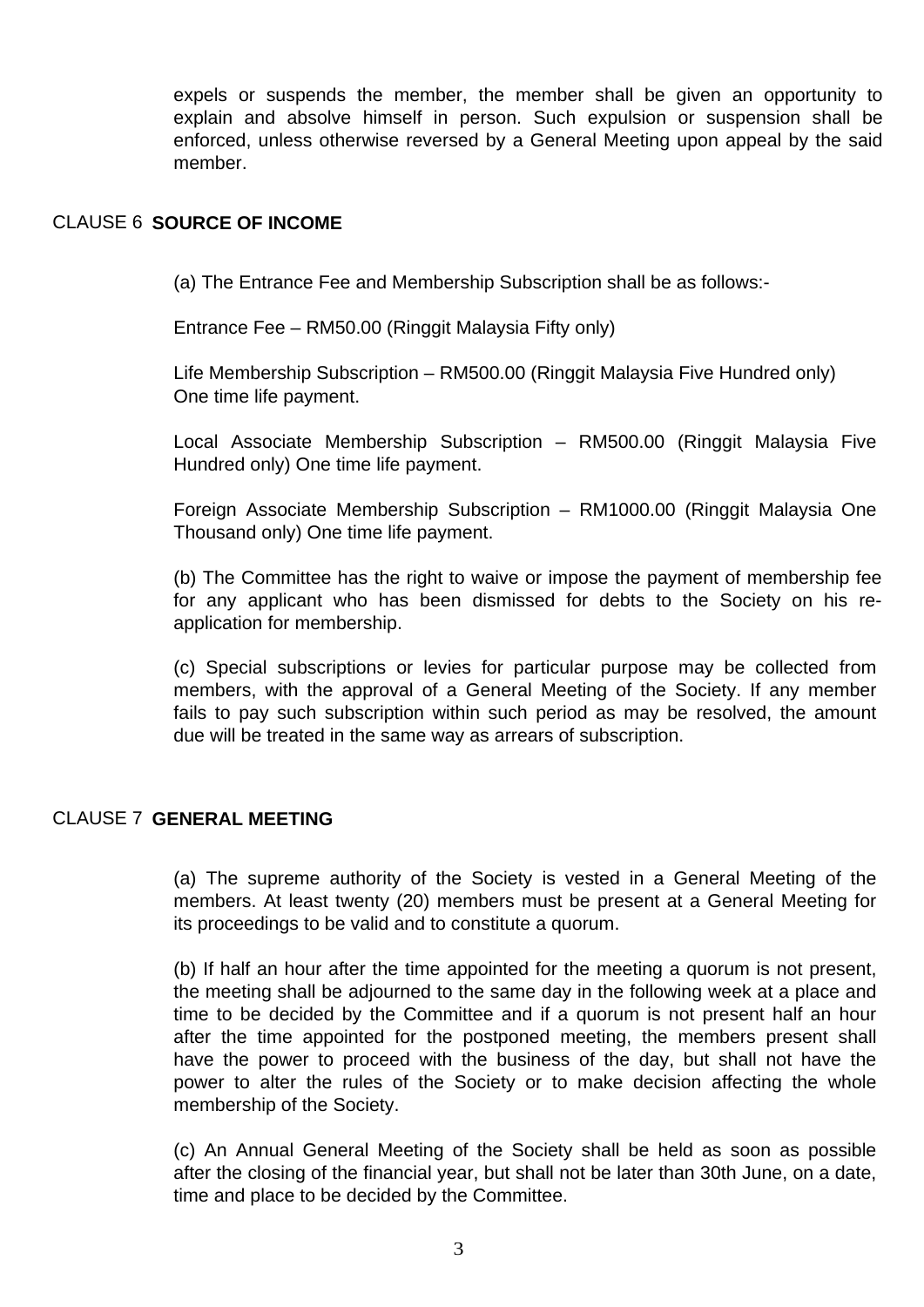expels or suspends the member, the member shall be given an opportunity to explain and absolve himself in person. Such expulsion or suspension shall be enforced, unless otherwise reversed by a General Meeting upon appeal by the said member.

## CLAUSE 6 SOURCE OF INCOME

(a) The Entrance Fee and Membership Subscription shall be as follows:-

Entrance Fee – RM50.00 (Ringgit Malaysia Fifty only)

Life Membership Subscription – RM500.00 (Ringgit Malaysia Five Hundred only) One time life payment.

Local Associate Membership Subscription – RM500.00 (Ringgit Malaysia Five Hundred only) One time life payment.

Foreign Associate Membership Subscription – RM1000.00 (Ringgit Malaysia One Thousand only) One time life payment.

(b) The Committee has the right to waive or impose the payment of membership fee for any applicant who has been dismissed for debts to the Society on his re-application for membership.

(c) Special subscriptions or levies for particular purpose may be collected from members, with the approval of a General Meeting of the Society. If any member fails to pay such subscription within such period as may be resolved, the amount due will be treated in the same way as arrears of subscription.

## CLAUSE 7 GENERAL MEETING

(a) The supreme authority of the Society is vested in a General Meeting of the members. At least twenty (20) members must be present at a General Meeting for its proceedings to be valid and to constitute a quorum.

(b) If half an hour after the time appointed for the meeting a quorum is not present, the meeting shall be adjourned to the same day in the following week at a place and time to be decided by the Committee and if a quorum is not present half an hour after the time appointed for the postponed meeting, the members present shall have the power to proceed with the business of the day, but shall not have the power to alter the rules of the Society or to make decision affecting the whole membership of the Society.

(c) An Annual General Meeting of the Society shall be held as soon as possible after the closing of the financial year, but shall not be later than 30th June, on a date, time and place to be decided by the Committee.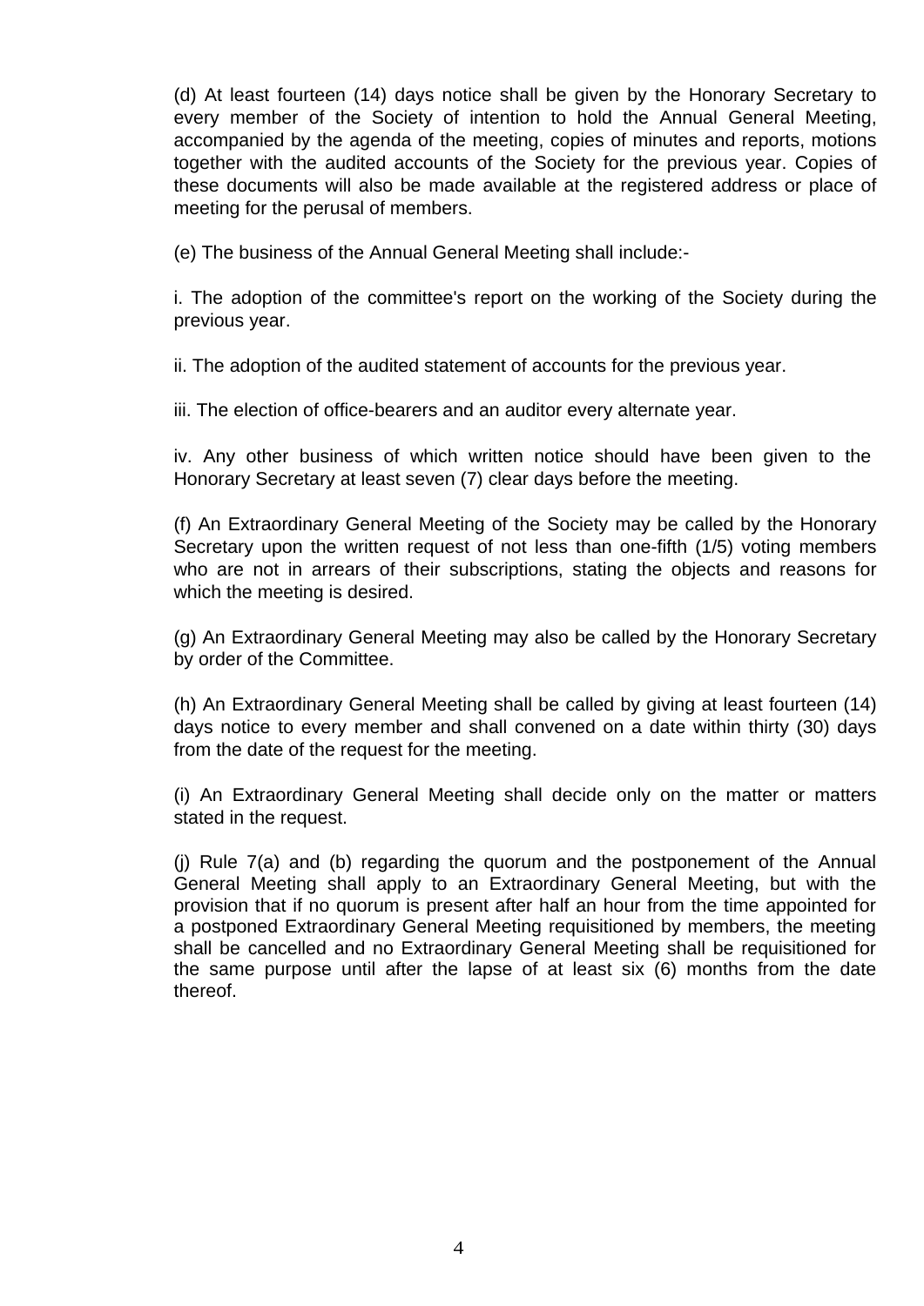(d) At least fourteen (14) days notice shall be given by the Honorary Secretary to every member of the Society of intention to hold the Annual General Meeting, accompanied by the agenda of the meeting, copies of minutes and reports, motions together with the audited accounts of the Society for the previous year. Copies of these documents will also be made available at the registered address or place of meeting for the perusal of members.

(e) The business of the Annual General Meeting shall include:-

i. The adoption of the committee's report on the working of the Society during the previous year.

ii. The adoption of the audited statement of accounts for the previous year.

iii. The election of office-bearers and an auditor every alternate year.

iv. Any other business of which written notice should have been given to the Honorary Secretary at least seven (7) clear days before the meeting.

(f) An Extraordinary General Meeting of the Society may be called by the Honorary Secretary upon the written request of not less than one-fifth (1/5) voting members who are not in arrears of their subscriptions, stating the objects and reasons for which the meeting is desired.

(g) An Extraordinary General Meeting may also be called by the Honorary Secretary by order of the Committee.

(h) An Extraordinary General Meeting shall be called by giving at least fourteen (14) days notice to every member and shall convened on a date within thirty (30) days from the date of the request for the meeting.

(i) An Extraordinary General Meeting shall decide only on the matter or matters stated in the request.

(j) Rule 7(a) and (b) regarding the quorum and the postponement of the Annual General Meeting shall apply to an Extraordinary General Meeting, but with the provision that if no quorum is present after half an hour from the time appointed for a postponed Extraordinary General Meeting requisitioned by members, the meeting shall be cancelled and no Extraordinary General Meeting shall be requisitioned for the same purpose until after the lapse of at least six (6) months from the date thereof.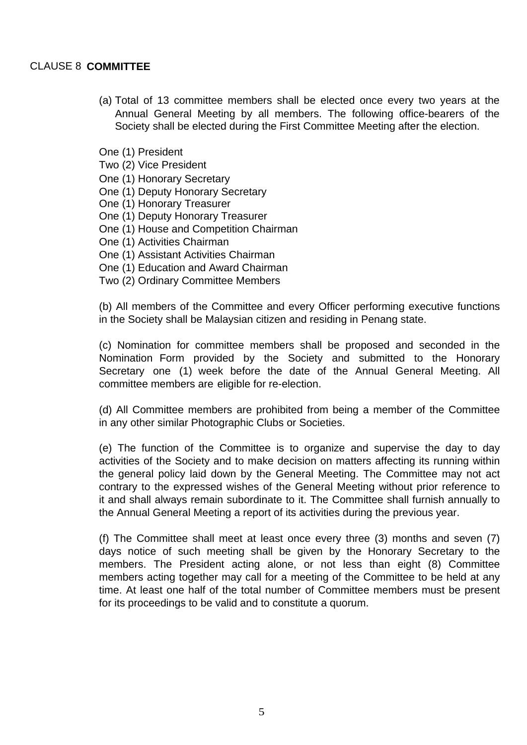## CLAUSE 8 **COMMITTEE**

(a) Total of 13 committee members shall be elected once every two years at the Annual General Meeting by all members. The following office-bearers of the Society shall be elected during the First Committee Meeting after the election.

One (1) President
Two (2) Vice President
One (1) Honorary Secretary
One (1) Deputy Honorary Secretary
One (1) Honorary Treasurer
One (1) Deputy Honorary Treasurer
One (1) House and Competition Chairman
One (1) Activities Chairman
One (1) Assistant Activities Chairman
One (1) Education and Award Chairman
Two (2) Ordinary Committee Members

(b) All members of the Committee and every Officer performing executive functions in the Society shall be Malaysian citizen and residing in Penang state.

(c) Nomination for committee members shall be proposed and seconded in the Nomination Form provided by the Society and submitted to the Honorary Secretary one (1) week before the date of the Annual General Meeting. All committee members are eligible for re-election.

(d) All Committee members are prohibited from being a member of the Committee in any other similar Photographic Clubs or Societies.

(e) The function of the Committee is to organize and supervise the day to day activities of the Society and to make decision on matters affecting its running within the general policy laid down by the General Meeting. The Committee may not act contrary to the expressed wishes of the General Meeting without prior reference to it and shall always remain subordinate to it. The Committee shall furnish annually to the Annual General Meeting a report of its activities during the previous year.

(f) The Committee shall meet at least once every three (3) months and seven (7) days notice of such meeting shall be given by the Honorary Secretary to the members. The President acting alone, or not less than eight (8) Committee members acting together may call for a meeting of the Committee to be held at any time. At least one half of the total number of Committee members must be present for its proceedings to be valid and to constitute a quorum.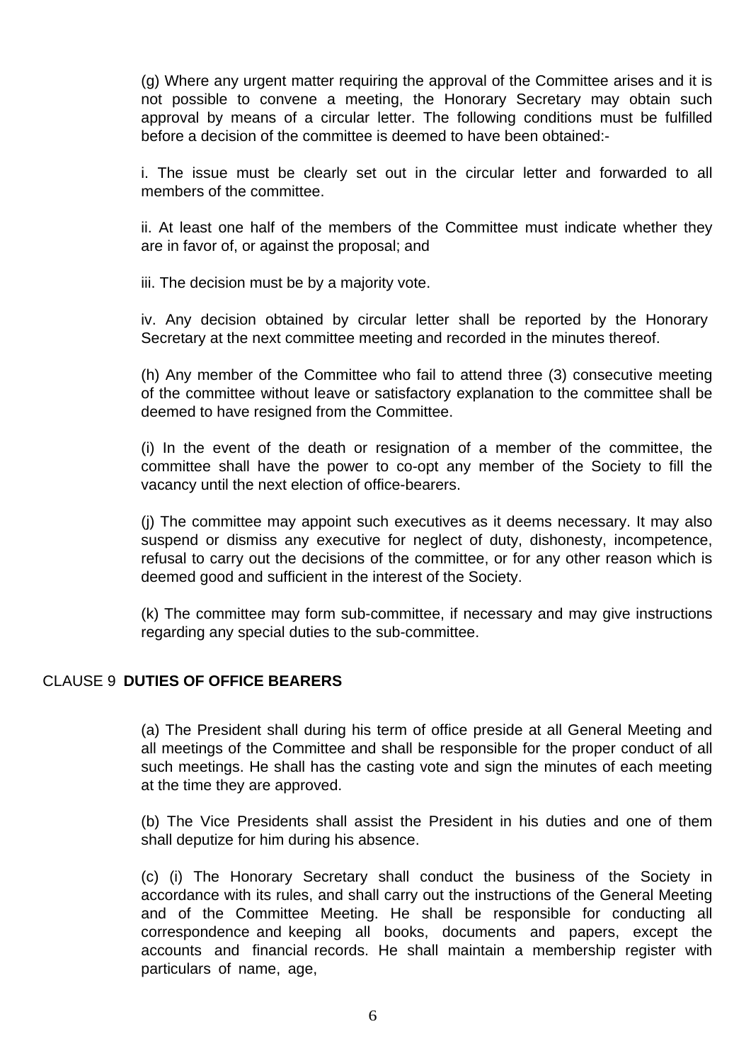(g) Where any urgent matter requiring the approval of the Committee arises and it is not possible to convene a meeting, the Honorary Secretary may obtain such approval by means of a circular letter. The following conditions must be fulfilled before a decision of the committee is deemed to have been obtained:-

i. The issue must be clearly set out in the circular letter and forwarded to all members of the committee.

ii. At least one half of the members of the Committee must indicate whether they are in favor of, or against the proposal; and

iii. The decision must be by a majority vote.

iv. Any decision obtained by circular letter shall be reported by the Honorary Secretary at the next committee meeting and recorded in the minutes thereof.

(h) Any member of the Committee who fail to attend three (3) consecutive meeting of the committee without leave or satisfactory explanation to the committee shall be deemed to have resigned from the Committee.

(i) In the event of the death or resignation of a member of the committee, the committee shall have the power to co-opt any member of the Society to fill the vacancy until the next election of office-bearers.

(j) The committee may appoint such executives as it deems necessary. It may also suspend or dismiss any executive for neglect of duty, dishonesty, incompetence, refusal to carry out the decisions of the committee, or for any other reason which is deemed good and sufficient in the interest of the Society.

(k) The committee may form sub-committee, if necessary and may give instructions regarding any special duties to the sub-committee.

## CLAUSE 9 **DUTIES OF OFFICE BEARERS**

(a) The President shall during his term of office preside at all General Meeting and all meetings of the Committee and shall be responsible for the proper conduct of all such meetings. He shall has the casting vote and sign the minutes of each meeting at the time they are approved.

(b) The Vice Presidents shall assist the President in his duties and one of them shall deputize for him during his absence.

(c) (i) The Honorary Secretary shall conduct the business of the Society in accordance with its rules, and shall carry out the instructions of the General Meeting and of the Committee Meeting. He shall be responsible for conducting all correspondence and keeping all books, documents and papers, except the accounts and financial records. He shall maintain a membership register with particulars of name, age,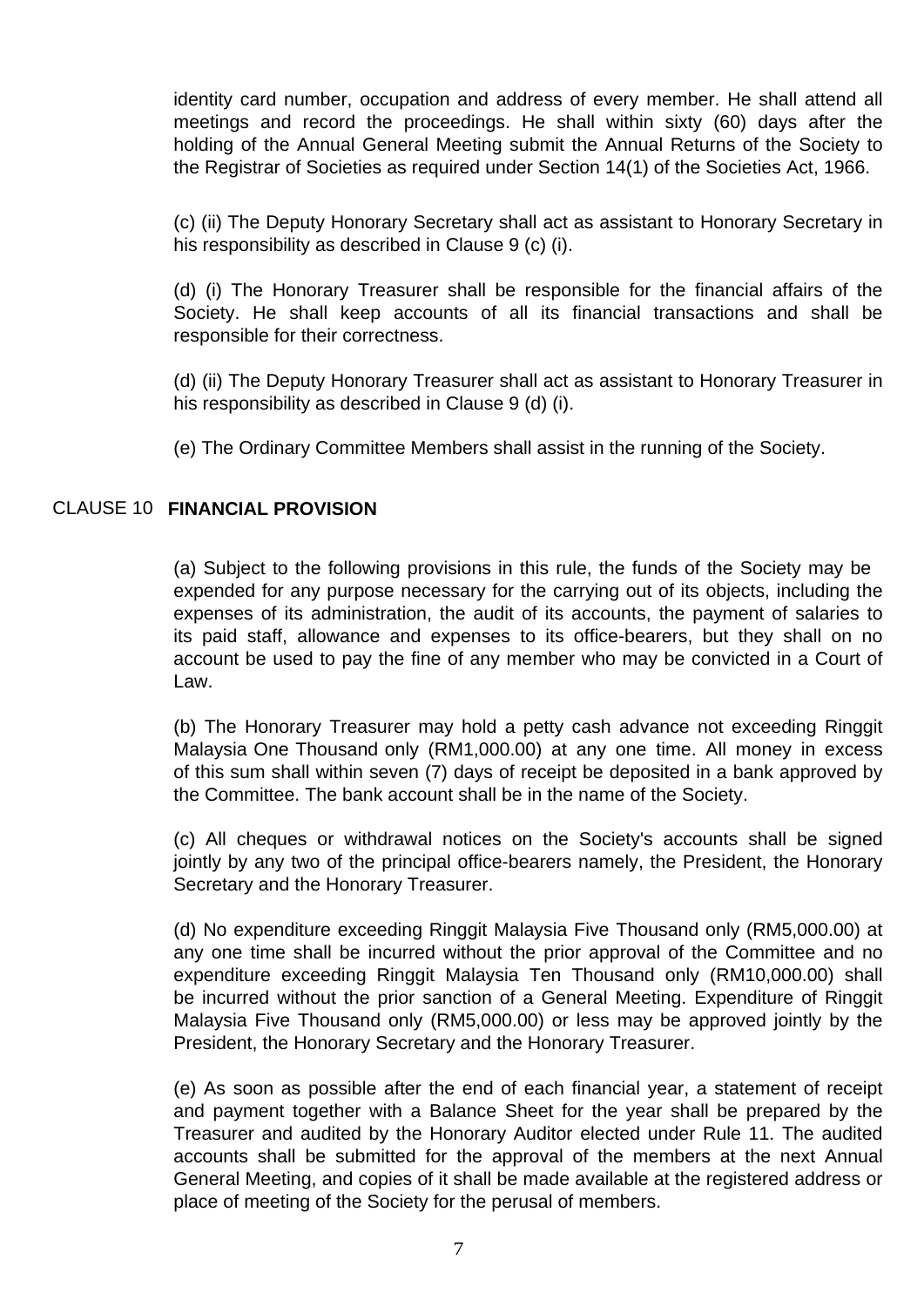identity card number, occupation and address of every member. He shall attend all meetings and record the proceedings. He shall within sixty (60) days after the holding of the Annual General Meeting submit the Annual Returns of the Society to the Registrar of Societies as required under Section 14(1) of the Societies Act, 1966.

(c) (ii) The Deputy Honorary Secretary shall act as assistant to Honorary Secretary in his responsibility as described in Clause 9 (c) (i).

(d) (i) The Honorary Treasurer shall be responsible for the financial affairs of the Society. He shall keep accounts of all its financial transactions and shall be responsible for their correctness.

(d) (ii) The Deputy Honorary Treasurer shall act as assistant to Honorary Treasurer in his responsibility as described in Clause 9 (d) (i).

(e) The Ordinary Committee Members shall assist in the running of the Society.

## CLAUSE 10 **FINANCIAL PROVISION**

(a) Subject to the following provisions in this rule, the funds of the Society may be expended for any purpose necessary for the carrying out of its objects, including the expenses of its administration, the audit of its accounts, the payment of salaries to its paid staff, allowance and expenses to its office-bearers, but they shall on no account be used to pay the fine of any member who may be convicted in a Court of Law.

(b) The Honorary Treasurer may hold a petty cash advance not exceeding Ringgit Malaysia One Thousand only (RM1,000.00) at any one time. All money in excess of this sum shall within seven (7) days of receipt be deposited in a bank approved by the Committee. The bank account shall be in the name of the Society.

(c) All cheques or withdrawal notices on the Society's accounts shall be signed jointly by any two of the principal office-bearers namely, the President, the Honorary Secretary and the Honorary Treasurer.

(d) No expenditure exceeding Ringgit Malaysia Five Thousand only (RM5,000.00) at any one time shall be incurred without the prior approval of the Committee and no expenditure exceeding Ringgit Malaysia Ten Thousand only (RM10,000.00) shall be incurred without the prior sanction of a General Meeting. Expenditure of Ringgit Malaysia Five Thousand only (RM5,000.00) or less may be approved jointly by the President, the Honorary Secretary and the Honorary Treasurer.

(e) As soon as possible after the end of each financial year, a statement of receipt and payment together with a Balance Sheet for the year shall be prepared by the Treasurer and audited by the Honorary Auditor elected under Rule 11. The audited accounts shall be submitted for the approval of the members at the next Annual General Meeting, and copies of it shall be made available at the registered address or place of meeting of the Society for the perusal of members.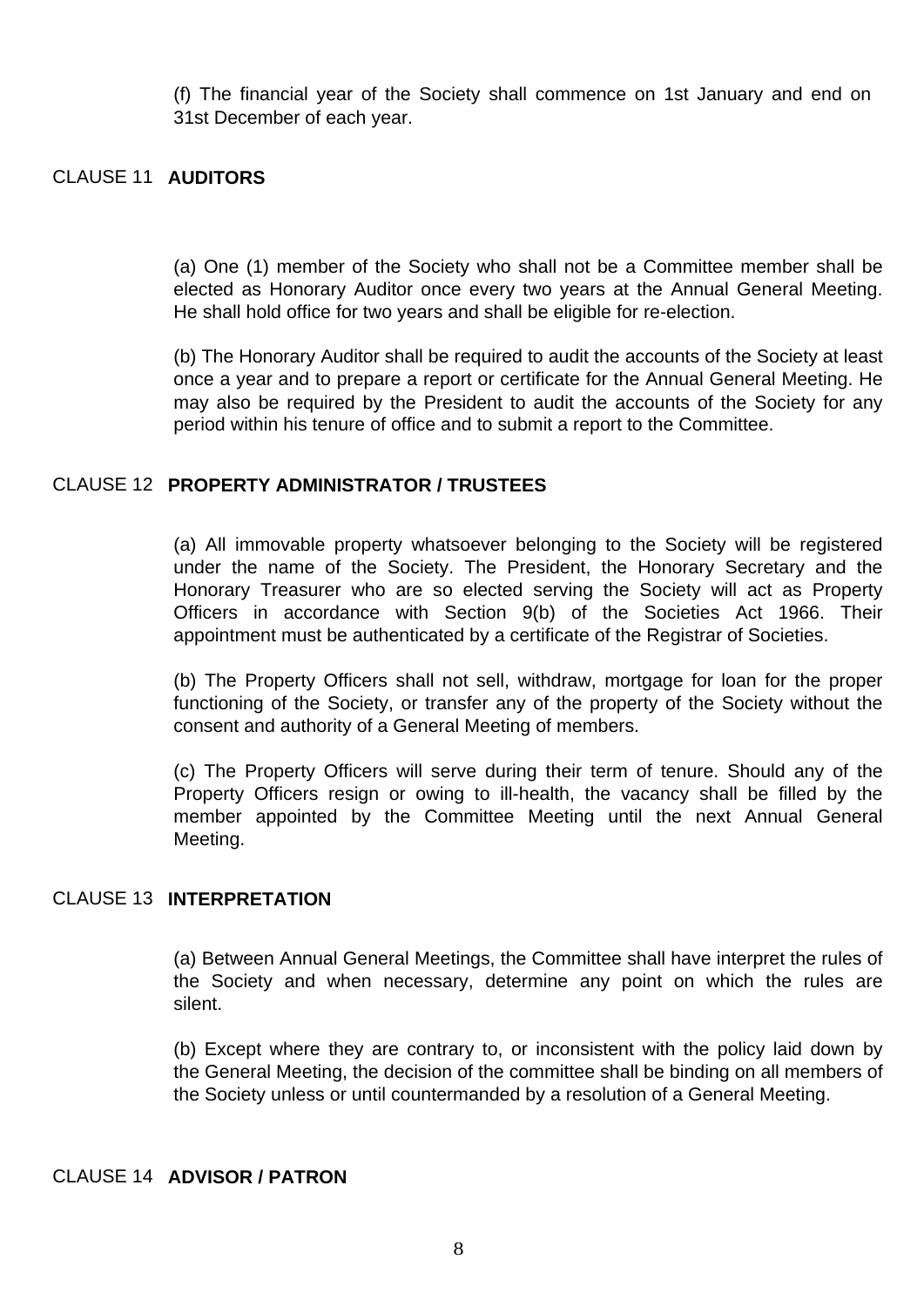(f) The financial year of the Society shall commence on 1st January and end on 31st December of each year.

## CLAUSE 11 **AUDITORS**

(a) One (1) member of the Society who shall not be a Committee member shall be elected as Honorary Auditor once every two years at the Annual General Meeting. He shall hold office for two years and shall be eligible for re-election.

(b) The Honorary Auditor shall be required to audit the accounts of the Society at least once a year and to prepare a report or certificate for the Annual General Meeting. He may also be required by the President to audit the accounts of the Society for any period within his tenure of office and to submit a report to the Committee.

## CLAUSE 12 **PROPERTY ADMINISTRATOR / TRUSTEES**

(a) All immovable property whatsoever belonging to the Society will be registered under the name of the Society. The President, the Honorary Secretary and the Honorary Treasurer who are so elected serving the Society will act as Property Officers in accordance with Section 9(b) of the Societies Act 1966. Their appointment must be authenticated by a certificate of the Registrar of Societies.

(b) The Property Officers shall not sell, withdraw, mortgage for loan for the proper functioning of the Society, or transfer any of the property of the Society without the consent and authority of a General Meeting of members.

(c) The Property Officers will serve during their term of tenure. Should any of the Property Officers resign or owing to ill-health, the vacancy shall be filled by the member appointed by the Committee Meeting until the next Annual General Meeting.

## CLAUSE 13 **INTERPRETATION**

(a) Between Annual General Meetings, the Committee shall have interpret the rules of the Society and when necessary, determine any point on which the rules are silent.

(b) Except where they are contrary to, or inconsistent with the policy laid down by the General Meeting, the decision of the committee shall be binding on all members of the Society unless or until countermanded by a resolution of a General Meeting.

## CLAUSE 14 **ADVISOR / PATRON**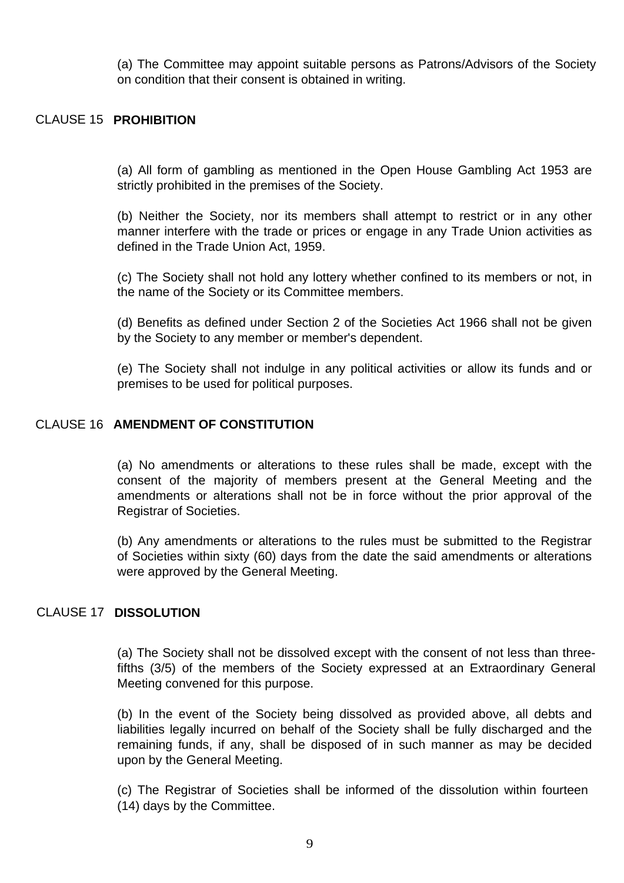(a) The Committee may appoint suitable persons as Patrons/Advisors of the Society on condition that their consent is obtained in writing.

## CLAUSE 15 **PROHIBITION**

(a) All form of gambling as mentioned in the Open House Gambling Act 1953 are strictly prohibited in the premises of the Society.

(b) Neither the Society, nor its members shall attempt to restrict or in any other manner interfere with the trade or prices or engage in any Trade Union activities as defined in the Trade Union Act, 1959.

(c) The Society shall not hold any lottery whether confined to its members or not, in the name of the Society or its Committee members.

(d) Benefits as defined under Section 2 of the Societies Act 1966 shall not be given by the Society to any member or member's dependent.

(e) The Society shall not indulge in any political activities or allow its funds and or premises to be used for political purposes.

## CLAUSE 16 **AMENDMENT OF CONSTITUTION**

(a) No amendments or alterations to these rules shall be made, except with the consent of the majority of members present at the General Meeting and the amendments or alterations shall not be in force without the prior approval of the Registrar of Societies.

(b) Any amendments or alterations to the rules must be submitted to the Registrar of Societies within sixty (60) days from the date the said amendments or alterations were approved by the General Meeting.

## CLAUSE 17 **DISSOLUTION**

(a) The Society shall not be dissolved except with the consent of not less than three-fifths (3/5) of the members of the Society expressed at an Extraordinary General Meeting convened for this purpose.

(b) In the event of the Society being dissolved as provided above, all debts and liabilities legally incurred on behalf of the Society shall be fully discharged and the remaining funds, if any, shall be disposed of in such manner as may be decided upon by the General Meeting.

(c) The Registrar of Societies shall be informed of the dissolution within fourteen (14) days by the Committee.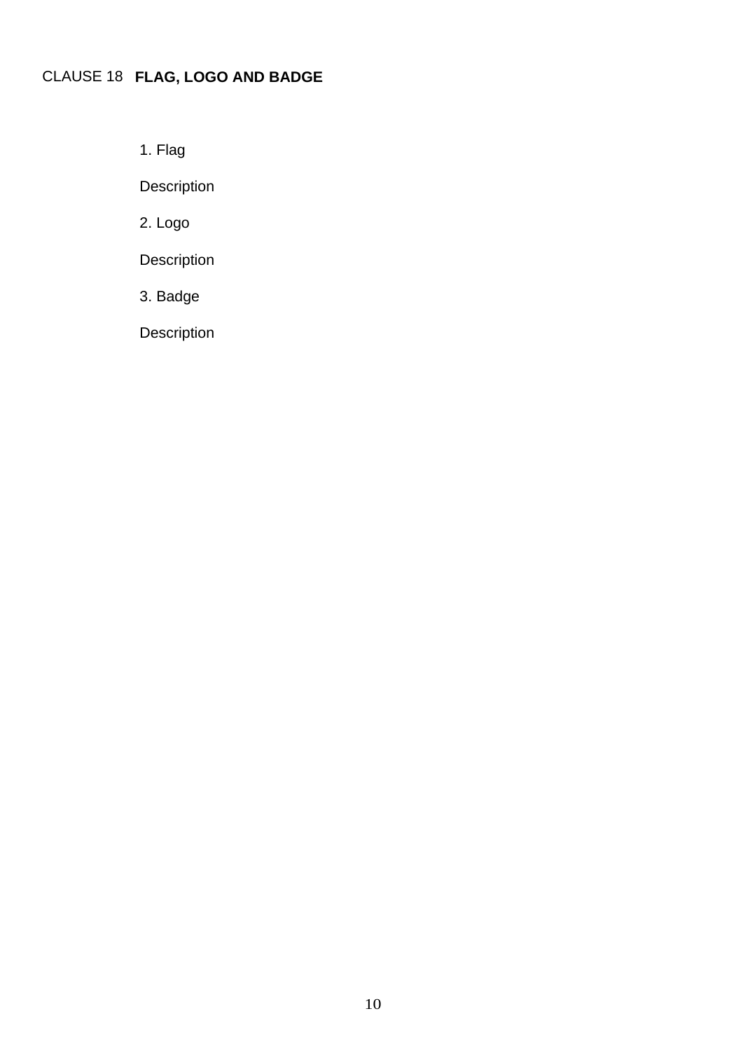CLAUSE 18 **FLAG, LOGO AND BADGE**

1. Flag

Description

2. Logo

Description

3. Badge

Description